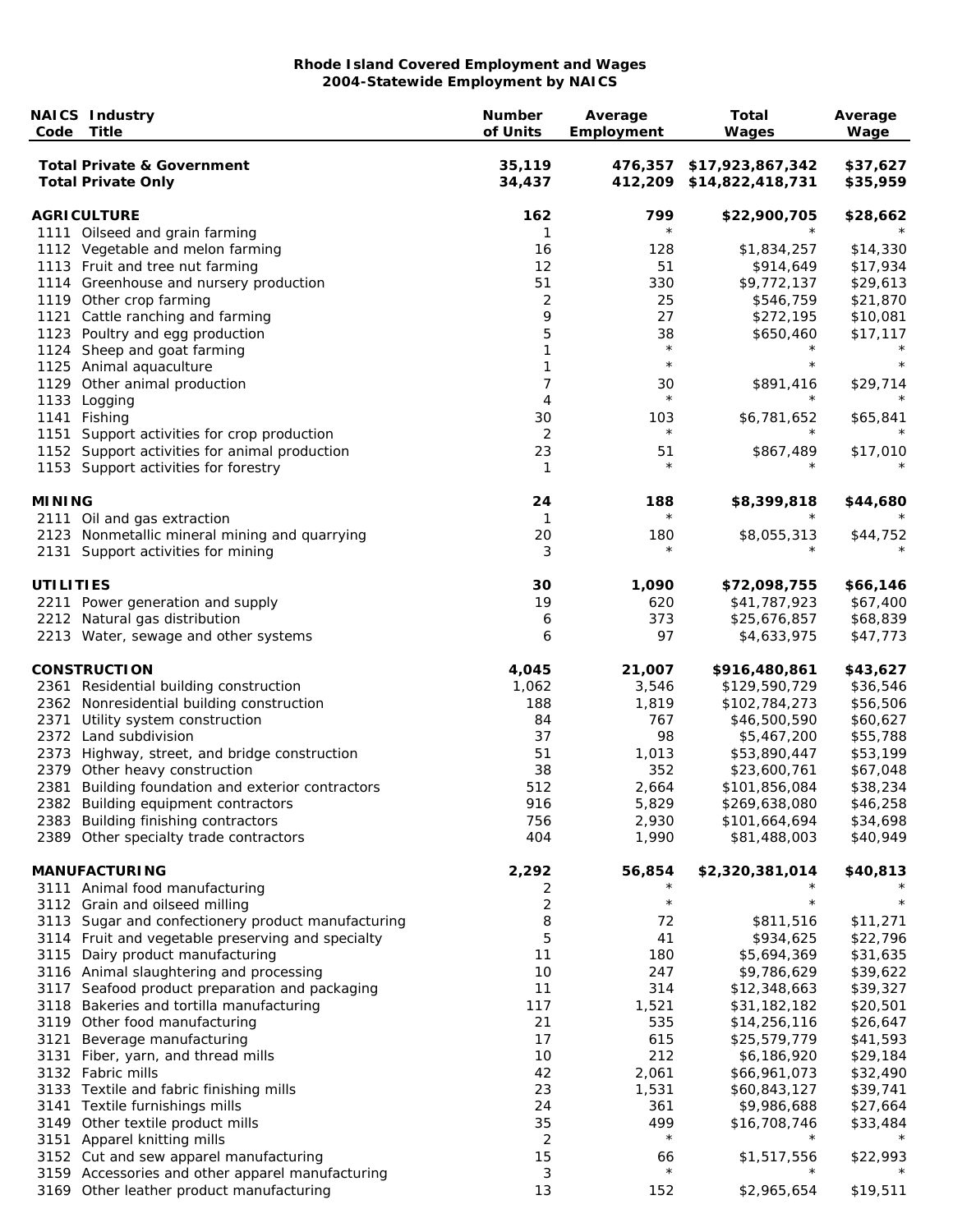# Rhode Island Covered Employment and Wages
## 2004-Statewide Employment by NAICS

| NAICS Code | Industry Title | Number of Units | Average Employment | Total Wages | Average Wage |
|---|---|---|---|---|---|
| | **Total Private & Government** | **35,119** | **476,357** | **$17,923,867,342** | **$37,627** |
| | **Total Private Only** | **34,437** | **412,209** | **$14,822,418,731** | **$35,959** |
| | | | | | |
| **AGRICULTURE** | | **162** | **799** | **$22,900,705** | **$28,662** |
| 1111 | Oilseed and grain farming | 1 | * | * | * |
| 1112 | Vegetable and melon farming | 16 | 128 | $1,834,257 | $14,330 |
| 1113 | Fruit and tree nut farming | 12 | 51 | $914,649 | $17,934 |
| 1114 | Greenhouse and nursery production | 51 | 330 | $9,772,137 | $29,613 |
| 1119 | Other crop farming | 2 | 25 | $546,759 | $21,870 |
| 1121 | Cattle ranching and farming | 9 | 27 | $272,195 | $10,081 |
| 1123 | Poultry and egg production | 5 | 38 | $650,460 | $17,117 |
| 1124 | Sheep and goat farming | 1 | * | * | * |
| 1125 | Animal aquaculture | 1 | * | * | * |
| 1129 | Other animal production | 7 | 30 | $891,416 | $29,714 |
| 1133 | Logging | 4 | * | * | * |
| 1141 | Fishing | 30 | 103 | $6,781,652 | $65,841 |
| 1151 | Support activities for crop production | 2 | * | * | * |
| 1152 | Support activities for animal production | 23 | 51 | $867,489 | $17,010 |
| 1153 | Support activities for forestry | 1 | * | * | * |
| | | | | | |
| **MINING** | | **24** | **188** | **$8,399,818** | **$44,680** |
| 2111 | Oil and gas extraction | 1 | * | * | * |
| 2123 | Nonmetallic mineral mining and quarrying | 20 | 180 | $8,055,313 | $44,752 |
| 2131 | Support activities for mining | 3 | * | * | * |
| | | | | | |
| **UTILITIES** | | **30** | **1,090** | **$72,098,755** | **$66,146** |
| 2211 | Power generation and supply | 19 | 620 | $41,787,923 | $67,400 |
| 2212 | Natural gas distribution | 6 | 373 | $25,676,857 | $68,839 |
| 2213 | Water, sewage and other systems | 6 | 97 | $4,633,975 | $47,773 |
| | | | | | |
| **CONSTRUCTION** | | **4,045** | **21,007** | **$916,480,861** | **$43,627** |
| 2361 | Residential building construction | 1,062 | 3,546 | $129,590,729 | $36,546 |
| 2362 | Nonresidential building construction | 188 | 1,819 | $102,784,273 | $56,506 |
| 2371 | Utility system construction | 84 | 767 | $46,500,590 | $60,627 |
| 2372 | Land subdivision | 37 | 98 | $5,467,200 | $55,788 |
| 2373 | Highway, street, and bridge construction | 51 | 1,013 | $53,890,447 | $53,199 |
| 2379 | Other heavy construction | 38 | 352 | $23,600,761 | $67,048 |
| 2381 | Building foundation and exterior contractors | 512 | 2,664 | $101,856,084 | $38,234 |
| 2382 | Building equipment contractors | 916 | 5,829 | $269,638,080 | $46,258 |
| 2383 | Building finishing contractors | 756 | 2,930 | $101,664,694 | $34,698 |
| 2389 | Other specialty trade contractors | 404 | 1,990 | $81,488,003 | $40,949 |
| | | | | | |
| **MANUFACTURING** | | **2,292** | **56,854** | **$2,320,381,014** | **$40,813** |
| 3111 | Animal food manufacturing | 2 | * | * | * |
| 3112 | Grain and oilseed milling | 2 | * | * | * |
| 3113 | Sugar and confectionery product manufacturing | 8 | 72 | $811,516 | $11,271 |
| 3114 | Fruit and vegetable preserving and specialty | 5 | 41 | $934,625 | $22,796 |
| 3115 | Dairy product manufacturing | 11 | 180 | $5,694,369 | $31,635 |
| 3116 | Animal slaughtering and processing | 10 | 247 | $9,786,629 | $39,622 |
| 3117 | Seafood product preparation and packaging | 11 | 314 | $12,348,663 | $39,327 |
| 3118 | Bakeries and tortilla manufacturing | 117 | 1,521 | $31,182,182 | $20,501 |
| 3119 | Other food manufacturing | 21 | 535 | $14,256,116 | $26,647 |
| 3121 | Beverage manufacturing | 17 | 615 | $25,579,779 | $41,593 |
| 3131 | Fiber, yarn, and thread mills | 10 | 212 | $6,186,920 | $29,184 |
| 3132 | Fabric mills | 42 | 2,061 | $66,961,073 | $32,490 |
| 3133 | Textile and fabric finishing mills | 23 | 1,531 | $60,843,127 | $39,741 |
| 3141 | Textile furnishings mills | 24 | 361 | $9,986,688 | $27,664 |
| 3149 | Other textile product mills | 35 | 499 | $16,708,746 | $33,484 |
| 3151 | Apparel knitting mills | 2 | * | * | * |
| 3152 | Cut and sew apparel manufacturing | 15 | 66 | $1,517,556 | $22,993 |
| 3159 | Accessories and other apparel manufacturing | 3 | * | * | * |
| 3169 | Other leather product manufacturing | 13 | 152 | $2,965,654 | $19,511 |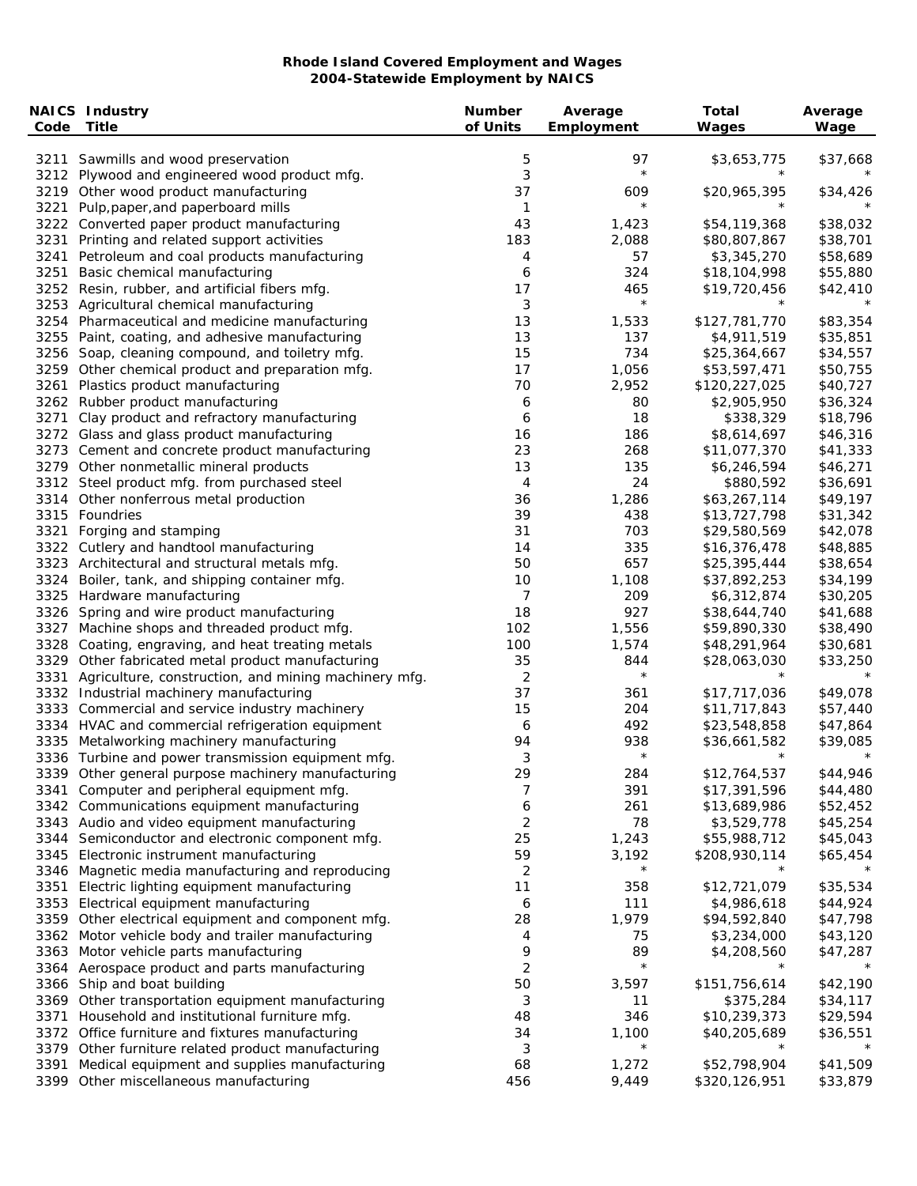**Rhode Island Covered Employment and Wages**
**2004-Statewide Employment by NAICS**

| NAICS Code | Industry Title | Number of Units | Average Employment | Total Wages | Average Wage |
|---|---|---|---|---|---|
| 3211 | Sawmills and wood preservation | 5 | 97 | $3,653,775 | $37,668 |
| 3212 | Plywood and engineered wood product mfg. | 3 | * | * | * |
| 3219 | Other wood product manufacturing | 37 | 609 | $20,965,395 | $34,426 |
| 3221 | Pulp,paper,and paperboard mills | 1 | * | * | * |
| 3222 | Converted paper product manufacturing | 43 | 1,423 | $54,119,368 | $38,032 |
| 3231 | Printing and related support activities | 183 | 2,088 | $80,807,867 | $38,701 |
| 3241 | Petroleum and coal products manufacturing | 4 | 57 | $3,345,270 | $58,689 |
| 3251 | Basic chemical manufacturing | 6 | 324 | $18,104,998 | $55,880 |
| 3252 | Resin, rubber, and artificial fibers mfg. | 17 | 465 | $19,720,456 | $42,410 |
| 3253 | Agricultural chemical manufacturing | 3 | * | * | * |
| 3254 | Pharmaceutical and medicine manufacturing | 13 | 1,533 | $127,781,770 | $83,354 |
| 3255 | Paint, coating, and adhesive manufacturing | 13 | 137 | $4,911,519 | $35,851 |
| 3256 | Soap, cleaning compound, and toiletry mfg. | 15 | 734 | $25,364,667 | $34,557 |
| 3259 | Other chemical product and preparation mfg. | 17 | 1,056 | $53,597,471 | $50,755 |
| 3261 | Plastics product manufacturing | 70 | 2,952 | $120,227,025 | $40,727 |
| 3262 | Rubber product manufacturing | 6 | 80 | $2,905,950 | $36,324 |
| 3271 | Clay product and refractory manufacturing | 6 | 18 | $338,329 | $18,796 |
| 3272 | Glass and glass product manufacturing | 16 | 186 | $8,614,697 | $46,316 |
| 3273 | Cement and concrete product manufacturing | 23 | 268 | $11,077,370 | $41,333 |
| 3279 | Other nonmetallic mineral products | 13 | 135 | $6,246,594 | $46,271 |
| 3312 | Steel product mfg. from purchased steel | 4 | 24 | $880,592 | $36,691 |
| 3314 | Other nonferrous metal production | 36 | 1,286 | $63,267,114 | $49,197 |
| 3315 | Foundries | 39 | 438 | $13,727,798 | $31,342 |
| 3321 | Forging and stamping | 31 | 703 | $29,580,569 | $42,078 |
| 3322 | Cutlery and handtool manufacturing | 14 | 335 | $16,376,478 | $48,885 |
| 3323 | Architectural and structural metals mfg. | 50 | 657 | $25,395,444 | $38,654 |
| 3324 | Boiler, tank, and shipping container mfg. | 10 | 1,108 | $37,892,253 | $34,199 |
| 3325 | Hardware manufacturing | 7 | 209 | $6,312,874 | $30,205 |
| 3326 | Spring and wire product manufacturing | 18 | 927 | $38,644,740 | $41,688 |
| 3327 | Machine shops and threaded product mfg. | 102 | 1,556 | $59,890,330 | $38,490 |
| 3328 | Coating, engraving, and heat treating metals | 100 | 1,574 | $48,291,964 | $30,681 |
| 3329 | Other fabricated metal product manufacturing | 35 | 844 | $28,063,030 | $33,250 |
| 3331 | Agriculture, construction, and mining machinery mfg. | 2 | * | * | * |
| 3332 | Industrial machinery manufacturing | 37 | 361 | $17,717,036 | $49,078 |
| 3333 | Commercial and service industry machinery | 15 | 204 | $11,717,843 | $57,440 |
| 3334 | HVAC and commercial refrigeration equipment | 6 | 492 | $23,548,858 | $47,864 |
| 3335 | Metalworking machinery manufacturing | 94 | 938 | $36,661,582 | $39,085 |
| 3336 | Turbine and power transmission equipment mfg. | 3 | * | * | * |
| 3339 | Other general purpose machinery manufacturing | 29 | 284 | $12,764,537 | $44,946 |
| 3341 | Computer and peripheral equipment mfg. | 7 | 391 | $17,391,596 | $44,480 |
| 3342 | Communications equipment manufacturing | 6 | 261 | $13,689,986 | $52,452 |
| 3343 | Audio and video equipment manufacturing | 2 | 78 | $3,529,778 | $45,254 |
| 3344 | Semiconductor and electronic component mfg. | 25 | 1,243 | $55,988,712 | $45,043 |
| 3345 | Electronic instrument manufacturing | 59 | 3,192 | $208,930,114 | $65,454 |
| 3346 | Magnetic media manufacturing and reproducing | 2 | * | * | * |
| 3351 | Electric lighting equipment manufacturing | 11 | 358 | $12,721,079 | $35,534 |
| 3353 | Electrical equipment manufacturing | 6 | 111 | $4,986,618 | $44,924 |
| 3359 | Other electrical equipment and component mfg. | 28 | 1,979 | $94,592,840 | $47,798 |
| 3362 | Motor vehicle body and trailer manufacturing | 4 | 75 | $3,234,000 | $43,120 |
| 3363 | Motor vehicle parts manufacturing | 9 | 89 | $4,208,560 | $47,287 |
| 3364 | Aerospace product and parts manufacturing | 2 | * | * | * |
| 3366 | Ship and boat building | 50 | 3,597 | $151,756,614 | $42,190 |
| 3369 | Other transportation equipment manufacturing | 3 | 11 | $375,284 | $34,117 |
| 3371 | Household and institutional furniture mfg. | 48 | 346 | $10,239,373 | $29,594 |
| 3372 | Office furniture and fixtures manufacturing | 34 | 1,100 | $40,205,689 | $36,551 |
| 3379 | Other furniture related product manufacturing | 3 | * | * | * |
| 3391 | Medical equipment and supplies manufacturing | 68 | 1,272 | $52,798,904 | $41,509 |
| 3399 | Other miscellaneous manufacturing | 456 | 9,449 | $320,126,951 | $33,879 |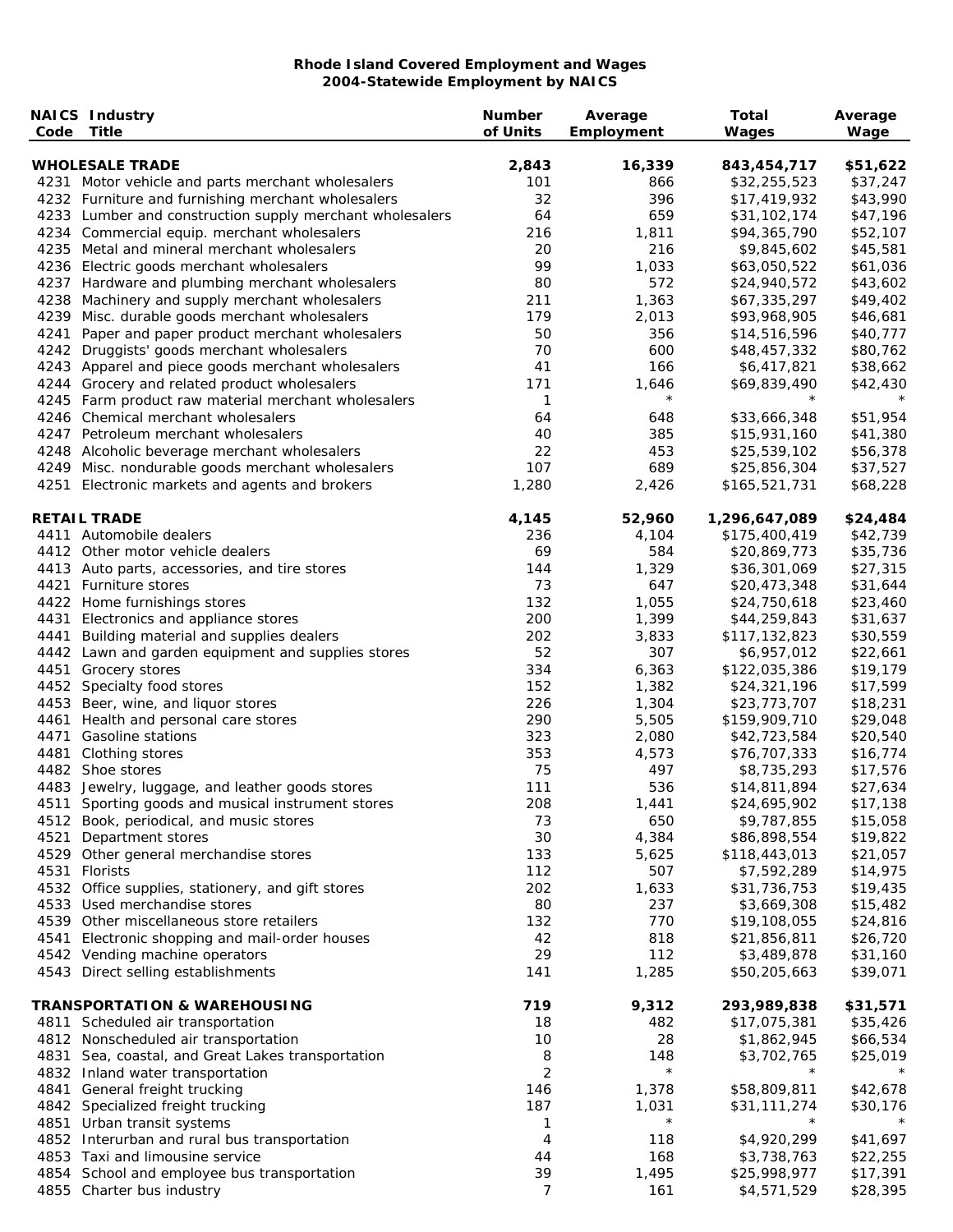**Rhode Island Covered Employment and Wages**
**2004-Statewide Employment by NAICS**

| NAICS Code | Industry Title | Number of Units | Average Employment | Total Wages | Average Wage |
|---|---|---|---|---|---|
| | **WHOLESALE TRADE** | **2,843** | **16,339** | **843,454,717** | **$51,622** |
| 4231 | Motor vehicle and parts merchant wholesalers | 101 | 866 | $32,255,523 | $37,247 |
| 4232 | Furniture and furnishing merchant wholesalers | 32 | 396 | $17,419,932 | $43,990 |
| 4233 | Lumber and construction supply merchant wholesalers | 64 | 659 | $31,102,174 | $47,196 |
| 4234 | Commercial equip. merchant wholesalers | 216 | 1,811 | $94,365,790 | $52,107 |
| 4235 | Metal and mineral merchant wholesalers | 20 | 216 | $9,845,602 | $45,581 |
| 4236 | Electric goods merchant wholesalers | 99 | 1,033 | $63,050,522 | $61,036 |
| 4237 | Hardware and plumbing merchant wholesalers | 80 | 572 | $24,940,572 | $43,602 |
| 4238 | Machinery and supply merchant wholesalers | 211 | 1,363 | $67,335,297 | $49,402 |
| 4239 | Misc. durable goods merchant wholesalers | 179 | 2,013 | $93,968,905 | $46,681 |
| 4241 | Paper and paper product merchant wholesalers | 50 | 356 | $14,516,596 | $40,777 |
| 4242 | Druggists' goods merchant wholesalers | 70 | 600 | $48,457,332 | $80,762 |
| 4243 | Apparel and piece goods merchant wholesalers | 41 | 166 | $6,417,821 | $38,662 |
| 4244 | Grocery and related product wholesalers | 171 | 1,646 | $69,839,490 | $42,430 |
| 4245 | Farm product raw material merchant wholesalers | 1 | * | * | * |
| 4246 | Chemical merchant wholesalers | 64 | 648 | $33,666,348 | $51,954 |
| 4247 | Petroleum merchant wholesalers | 40 | 385 | $15,931,160 | $41,380 |
| 4248 | Alcoholic beverage merchant wholesalers | 22 | 453 | $25,539,102 | $56,378 |
| 4249 | Misc. nondurable goods merchant wholesalers | 107 | 689 | $25,856,304 | $37,527 |
| 4251 | Electronic markets and agents and brokers | 1,280 | 2,426 | $165,521,731 | $68,228 |
| | **RETAIL TRADE** | **4,145** | **52,960** | **1,296,647,089** | **$24,484** |
| 4411 | Automobile dealers | 236 | 4,104 | $175,400,419 | $42,739 |
| 4412 | Other motor vehicle dealers | 69 | 584 | $20,869,773 | $35,736 |
| 4413 | Auto parts, accessories, and tire stores | 144 | 1,329 | $36,301,069 | $27,315 |
| 4421 | Furniture stores | 73 | 647 | $20,473,348 | $31,644 |
| 4422 | Home furnishings stores | 132 | 1,055 | $24,750,618 | $23,460 |
| 4431 | Electronics and appliance stores | 200 | 1,399 | $44,259,843 | $31,637 |
| 4441 | Building material and supplies dealers | 202 | 3,833 | $117,132,823 | $30,559 |
| 4442 | Lawn and garden equipment and supplies stores | 52 | 307 | $6,957,012 | $22,661 |
| 4451 | Grocery stores | 334 | 6,363 | $122,035,386 | $19,179 |
| 4452 | Specialty food stores | 152 | 1,382 | $24,321,196 | $17,599 |
| 4453 | Beer, wine, and liquor stores | 226 | 1,304 | $23,773,707 | $18,231 |
| 4461 | Health and personal care stores | 290 | 5,505 | $159,909,710 | $29,048 |
| 4471 | Gasoline stations | 323 | 2,080 | $42,723,584 | $20,540 |
| 4481 | Clothing stores | 353 | 4,573 | $76,707,333 | $16,774 |
| 4482 | Shoe stores | 75 | 497 | $8,735,293 | $17,576 |
| 4483 | Jewelry, luggage, and leather goods stores | 111 | 536 | $14,811,894 | $27,634 |
| 4511 | Sporting goods and musical instrument stores | 208 | 1,441 | $24,695,902 | $17,138 |
| 4512 | Book, periodical, and music stores | 73 | 650 | $9,787,855 | $15,058 |
| 4521 | Department stores | 30 | 4,384 | $86,898,554 | $19,822 |
| 4529 | Other general merchandise stores | 133 | 5,625 | $118,443,013 | $21,057 |
| 4531 | Florists | 112 | 507 | $7,592,289 | $14,975 |
| 4532 | Office supplies, stationery, and gift stores | 202 | 1,633 | $31,736,753 | $19,435 |
| 4533 | Used merchandise stores | 80 | 237 | $3,669,308 | $15,482 |
| 4539 | Other miscellaneous store retailers | 132 | 770 | $19,108,055 | $24,816 |
| 4541 | Electronic shopping and mail-order houses | 42 | 818 | $21,856,811 | $26,720 |
| 4542 | Vending machine operators | 29 | 112 | $3,489,878 | $31,160 |
| 4543 | Direct selling establishments | 141 | 1,285 | $50,205,663 | $39,071 |
| | **TRANSPORTATION & WAREHOUSING** | **719** | **9,312** | **293,989,838** | **$31,571** |
| 4811 | Scheduled air transportation | 18 | 482 | $17,075,381 | $35,426 |
| 4812 | Nonscheduled air transportation | 10 | 28 | $1,862,945 | $66,534 |
| 4831 | Sea, coastal, and Great Lakes transportation | 8 | 148 | $3,702,765 | $25,019 |
| 4832 | Inland water transportation | 2 | * | * | * |
| 4841 | General freight trucking | 146 | 1,378 | $58,809,811 | $42,678 |
| 4842 | Specialized freight trucking | 187 | 1,031 | $31,111,274 | $30,176 |
| 4851 | Urban transit systems | 1 | * | * | * |
| 4852 | Interurban and rural bus transportation | 4 | 118 | $4,920,299 | $41,697 |
| 4853 | Taxi and limousine service | 44 | 168 | $3,738,763 | $22,255 |
| 4854 | School and employee bus transportation | 39 | 1,495 | $25,998,977 | $17,391 |
| 4855 | Charter bus industry | 7 | 161 | $4,571,529 | $28,395 |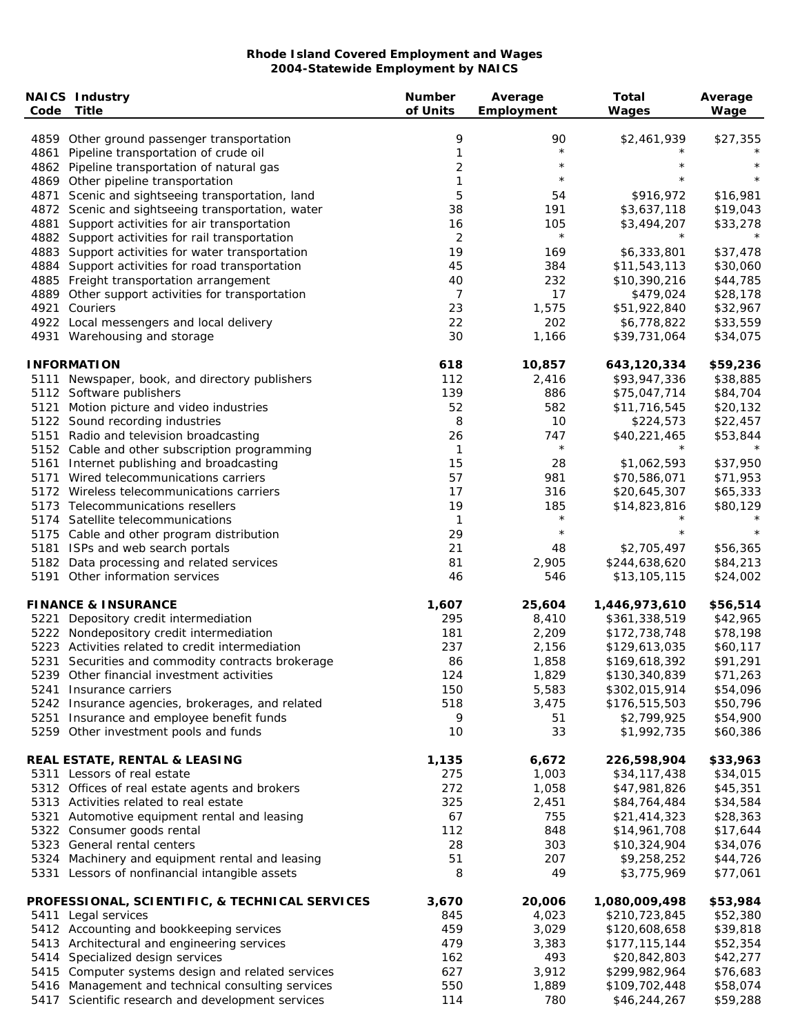**Rhode Island Covered Employment and Wages**
**2004-Statewide Employment by NAICS**

| NAICS Code | Industry Title | Number of Units | Average Employment | Total Wages | Average Wage |
|---|---|---|---|---|---|
| 4859 | Other ground passenger transportation | 9 | 90 | $2,461,939 | $27,355 |
| 4861 | Pipeline transportation of crude oil | 1 | * | * | * |
| 4862 | Pipeline transportation of natural gas | 2 | * | * | * |
| 4869 | Other pipeline transportation | 1 | * | * | * |
| 4871 | Scenic and sightseeing transportation, land | 5 | 54 | $916,972 | $16,981 |
| 4872 | Scenic and sightseeing transportation, water | 38 | 191 | $3,637,118 | $19,043 |
| 4881 | Support activities for air transportation | 16 | 105 | $3,494,207 | $33,278 |
| 4882 | Support activities for rail transportation | 2 | * | * | * |
| 4883 | Support activities for water transportation | 19 | 169 | $6,333,801 | $37,478 |
| 4884 | Support activities for road transportation | 45 | 384 | $11,543,113 | $30,060 |
| 4885 | Freight transportation arrangement | 40 | 232 | $10,390,216 | $44,785 |
| 4889 | Other support activities for transportation | 7 | 17 | $479,024 | $28,178 |
| 4921 | Couriers | 23 | 1,575 | $51,922,840 | $32,967 |
| 4922 | Local messengers and local delivery | 22 | 202 | $6,778,822 | $33,559 |
| 4931 | Warehousing and storage | 30 | 1,166 | $39,731,064 | $34,075 |
| | **INFORMATION** | **618** | **10,857** | **643,120,334** | **$59,236** |
| 5111 | Newspaper, book, and directory publishers | 112 | 2,416 | $93,947,336 | $38,885 |
| 5112 | Software publishers | 139 | 886 | $75,047,714 | $84,704 |
| 5121 | Motion picture and video industries | 52 | 582 | $11,716,545 | $20,132 |
| 5122 | Sound recording industries | 8 | 10 | $224,573 | $22,457 |
| 5151 | Radio and television broadcasting | 26 | 747 | $40,221,465 | $53,844 |
| 5152 | Cable and other subscription programming | 1 | * | * | * |
| 5161 | Internet publishing and broadcasting | 15 | 28 | $1,062,593 | $37,950 |
| 5171 | Wired telecommunications carriers | 57 | 981 | $70,586,071 | $71,953 |
| 5172 | Wireless telecommunications carriers | 17 | 316 | $20,645,307 | $65,333 |
| 5173 | Telecommunications resellers | 19 | 185 | $14,823,816 | $80,129 |
| 5174 | Satellite telecommunications | 1 | * | * | * |
| 5175 | Cable and other program distribution | 29 | * | * | * |
| 5181 | ISPs and web search portals | 21 | 48 | $2,705,497 | $56,365 |
| 5182 | Data processing and related services | 81 | 2,905 | $244,638,620 | $84,213 |
| 5191 | Other information services | 46 | 546 | $13,105,115 | $24,002 |
| | **FINANCE & INSURANCE** | **1,607** | **25,604** | **1,446,973,610** | **$56,514** |
| 5221 | Depository credit intermediation | 295 | 8,410 | $361,338,519 | $42,965 |
| 5222 | Nondepository credit intermediation | 181 | 2,209 | $172,738,748 | $78,198 |
| 5223 | Activities related to credit intermediation | 237 | 2,156 | $129,613,035 | $60,117 |
| 5231 | Securities and commodity contracts brokerage | 86 | 1,858 | $169,618,392 | $91,291 |
| 5239 | Other financial investment activities | 124 | 1,829 | $130,340,839 | $71,263 |
| 5241 | Insurance carriers | 150 | 5,583 | $302,015,914 | $54,096 |
| 5242 | Insurance agencies, brokerages, and related | 518 | 3,475 | $176,515,503 | $50,796 |
| 5251 | Insurance and employee benefit funds | 9 | 51 | $2,799,925 | $54,900 |
| 5259 | Other investment pools and funds | 10 | 33 | $1,992,735 | $60,386 |
| | **REAL ESTATE, RENTAL & LEASING** | **1,135** | **6,672** | **226,598,904** | **$33,963** |
| 5311 | Lessors of real estate | 275 | 1,003 | $34,117,438 | $34,015 |
| 5312 | Offices of real estate agents and brokers | 272 | 1,058 | $47,981,826 | $45,351 |
| 5313 | Activities related to real estate | 325 | 2,451 | $84,764,484 | $34,584 |
| 5321 | Automotive equipment rental and leasing | 67 | 755 | $21,414,323 | $28,363 |
| 5322 | Consumer goods rental | 112 | 848 | $14,961,708 | $17,644 |
| 5323 | General rental centers | 28 | 303 | $10,324,904 | $34,076 |
| 5324 | Machinery and equipment rental and leasing | 51 | 207 | $9,258,252 | $44,726 |
| 5331 | Lessors of nonfinancial intangible assets | 8 | 49 | $3,775,969 | $77,061 |
| | **PROFESSIONAL, SCIENTIFIC, & TECHNICAL SERVICES** | **3,670** | **20,006** | **1,080,009,498** | **$53,984** |
| 5411 | Legal services | 845 | 4,023 | $210,723,845 | $52,380 |
| 5412 | Accounting and bookkeeping services | 459 | 3,029 | $120,608,658 | $39,818 |
| 5413 | Architectural and engineering services | 479 | 3,383 | $177,115,144 | $52,354 |
| 5414 | Specialized design services | 162 | 493 | $20,842,803 | $42,277 |
| 5415 | Computer systems design and related services | 627 | 3,912 | $299,982,964 | $76,683 |
| 5416 | Management and technical consulting services | 550 | 1,889 | $109,702,448 | $58,074 |
| 5417 | Scientific research and development services | 114 | 780 | $46,244,267 | $59,288 |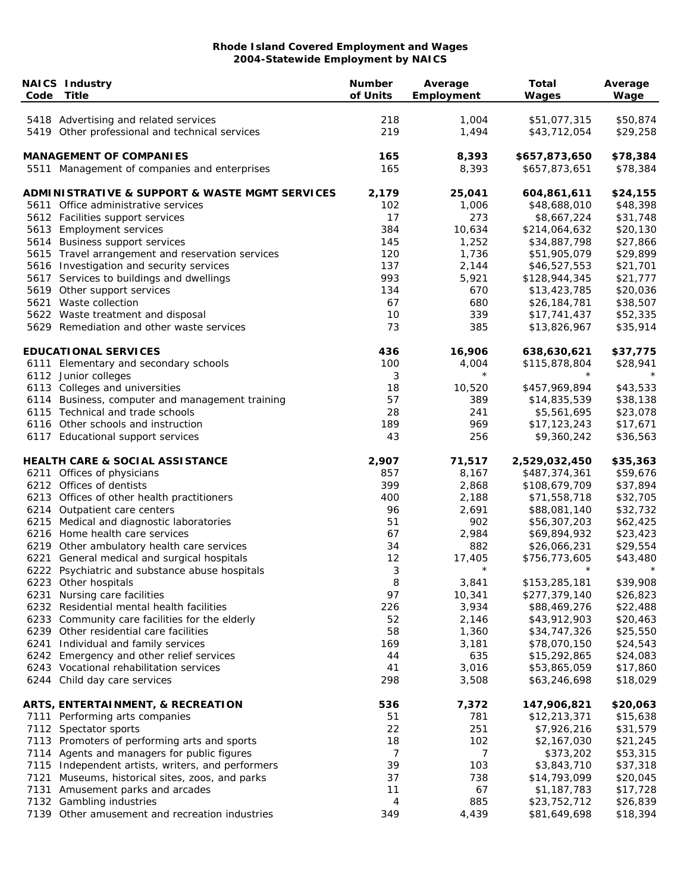**Rhode Island Covered Employment and Wages**
**2004-Statewide Employment by NAICS**

| NAICS Code | Industry Title | Number of Units | Average Employment | Total Wages | Average Wage |
|---|---|---|---|---|---|
| 5418 | Advertising and related services | 218 | 1,004 | $51,077,315 | $50,874 |
| 5419 | Other professional and technical services | 219 | 1,494 | $43,712,054 | $29,258 |
| | **MANAGEMENT OF COMPANIES** | **165** | **8,393** | **$657,873,650** | **$78,384** |
| 5511 | Management of companies and enterprises | 165 | 8,393 | $657,873,651 | $78,384 |
| | **ADMINISTRATIVE & SUPPORT & WASTE MGMT SERVICES** | **2,179** | **25,041** | **604,861,611** | **$24,155** |
| 5611 | Office administrative services | 102 | 1,006 | $48,688,010 | $48,398 |
| 5612 | Facilities support services | 17 | 273 | $8,667,224 | $31,748 |
| 5613 | Employment services | 384 | 10,634 | $214,064,632 | $20,130 |
| 5614 | Business support services | 145 | 1,252 | $34,887,798 | $27,866 |
| 5615 | Travel arrangement and reservation services | 120 | 1,736 | $51,905,079 | $29,899 |
| 5616 | Investigation and security services | 137 | 2,144 | $46,527,553 | $21,701 |
| 5617 | Services to buildings and dwellings | 993 | 5,921 | $128,944,345 | $21,777 |
| 5619 | Other support services | 134 | 670 | $13,423,785 | $20,036 |
| 5621 | Waste collection | 67 | 680 | $26,184,781 | $38,507 |
| 5622 | Waste treatment and disposal | 10 | 339 | $17,741,437 | $52,335 |
| 5629 | Remediation and other waste services | 73 | 385 | $13,826,967 | $35,914 |
| | **EDUCATIONAL SERVICES** | **436** | **16,906** | **638,630,621** | **$37,775** |
| 6111 | Elementary and secondary schools | 100 | 4,004 | $115,878,804 | $28,941 |
| 6112 | Junior colleges | 3 | * | * | * |
| 6113 | Colleges and universities | 18 | 10,520 | $457,969,894 | $43,533 |
| 6114 | Business, computer and management training | 57 | 389 | $14,835,539 | $38,138 |
| 6115 | Technical and trade schools | 28 | 241 | $5,561,695 | $23,078 |
| 6116 | Other schools and instruction | 189 | 969 | $17,123,243 | $17,671 |
| 6117 | Educational support services | 43 | 256 | $9,360,242 | $36,563 |
| | **HEALTH CARE & SOCIAL ASSISTANCE** | **2,907** | **71,517** | **2,529,032,450** | **$35,363** |
| 6211 | Offices of physicians | 857 | 8,167 | $487,374,361 | $59,676 |
| 6212 | Offices of dentists | 399 | 2,868 | $108,679,709 | $37,894 |
| 6213 | Offices of other health practitioners | 400 | 2,188 | $71,558,718 | $32,705 |
| 6214 | Outpatient care centers | 96 | 2,691 | $88,081,140 | $32,732 |
| 6215 | Medical and diagnostic laboratories | 51 | 902 | $56,307,203 | $62,425 |
| 6216 | Home health care services | 67 | 2,984 | $69,894,932 | $23,423 |
| 6219 | Other ambulatory health care services | 34 | 882 | $26,066,231 | $29,554 |
| 6221 | General medical and surgical hospitals | 12 | 17,405 | $756,773,605 | $43,480 |
| 6222 | Psychiatric and substance abuse hospitals | 3 | * | * | * |
| 6223 | Other hospitals | 8 | 3,841 | $153,285,181 | $39,908 |
| 6231 | Nursing care facilities | 97 | 10,341 | $277,379,140 | $26,823 |
| 6232 | Residential mental health facilities | 226 | 3,934 | $88,469,276 | $22,488 |
| 6233 | Community care facilities for the elderly | 52 | 2,146 | $43,912,903 | $20,463 |
| 6239 | Other residential care facilities | 58 | 1,360 | $34,747,326 | $25,550 |
| 6241 | Individual and family services | 169 | 3,181 | $78,070,150 | $24,543 |
| 6242 | Emergency and other relief services | 44 | 635 | $15,292,865 | $24,083 |
| 6243 | Vocational rehabilitation services | 41 | 3,016 | $53,865,059 | $17,860 |
| 6244 | Child day care services | 298 | 3,508 | $63,246,698 | $18,029 |
| | **ARTS, ENTERTAINMENT, & RECREATION** | **536** | **7,372** | **147,906,821** | **$20,063** |
| 7111 | Performing arts companies | 51 | 781 | $12,213,371 | $15,638 |
| 7112 | Spectator sports | 22 | 251 | $7,926,216 | $31,579 |
| 7113 | Promoters of performing arts and sports | 18 | 102 | $2,167,030 | $21,245 |
| 7114 | Agents and managers for public figures | 7 | 7 | $373,202 | $53,315 |
| 7115 | Independent artists, writers, and performers | 39 | 103 | $3,843,710 | $37,318 |
| 7121 | Museums, historical sites, zoos, and parks | 37 | 738 | $14,793,099 | $20,045 |
| 7131 | Amusement parks and arcades | 11 | 67 | $1,187,783 | $17,728 |
| 7132 | Gambling industries | 4 | 885 | $23,752,712 | $26,839 |
| 7139 | Other amusement and recreation industries | 349 | 4,439 | $81,649,698 | $18,394 |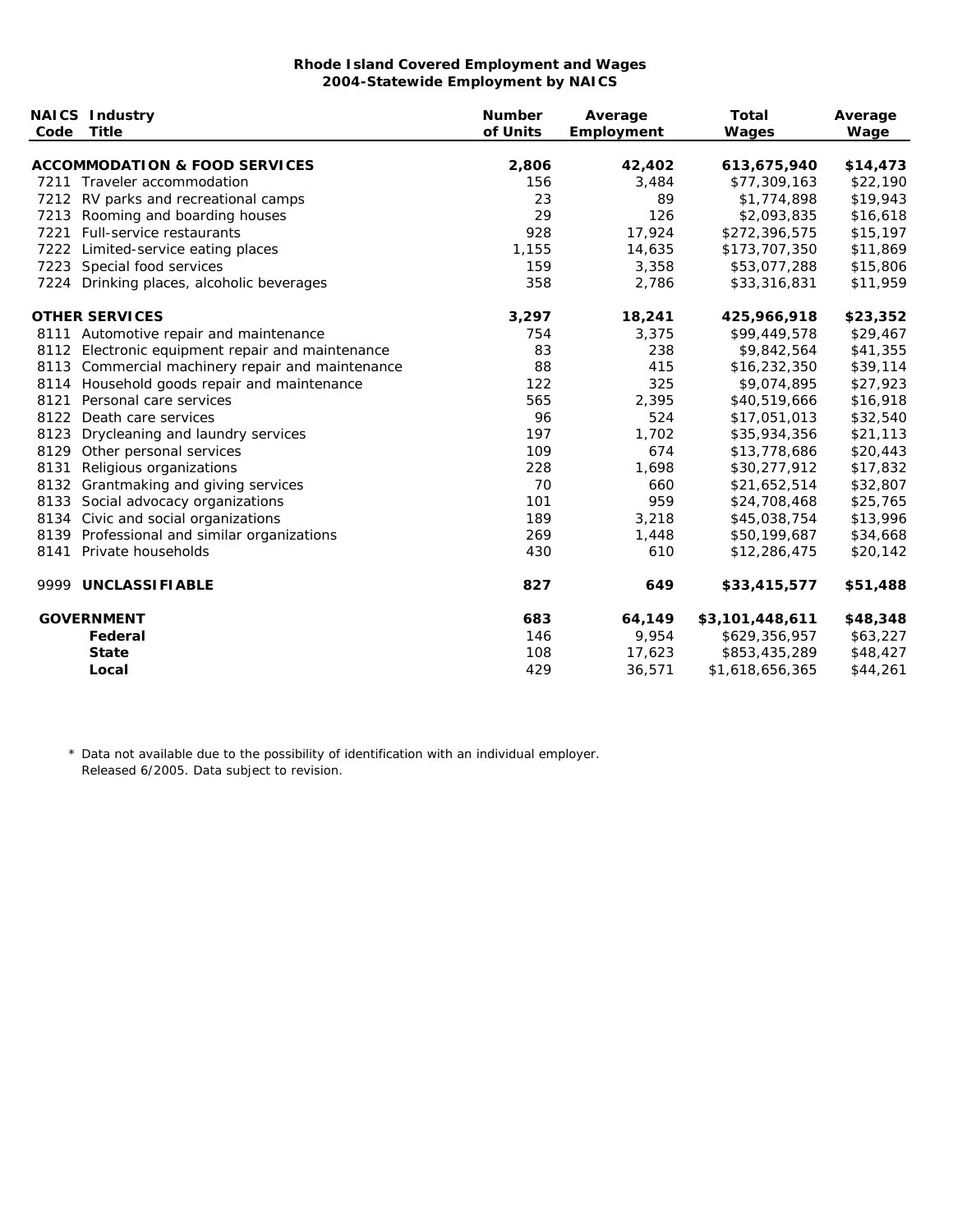**Rhode Island Covered Employment and Wages**
**2004-Statewide Employment by NAICS**

| NAICS Code | Industry Title | Number of Units | Average Employment | Total Wages | Average Wage |
|---|---|---|---|---|---|
| | **ACCOMMODATION & FOOD SERVICES** | **2,806** | **42,402** | **613,675,940** | **$14,473** |
| 7211 | Traveler accommodation | 156 | 3,484 | $77,309,163 | $22,190 |
| 7212 | RV parks and recreational camps | 23 | 89 | $1,774,898 | $19,943 |
| 7213 | Rooming and boarding houses | 29 | 126 | $2,093,835 | $16,618 |
| 7221 | Full-service restaurants | 928 | 17,924 | $272,396,575 | $15,197 |
| 7222 | Limited-service eating places | 1,155 | 14,635 | $173,707,350 | $11,869 |
| 7223 | Special food services | 159 | 3,358 | $53,077,288 | $15,806 |
| 7224 | Drinking places, alcoholic beverages | 358 | 2,786 | $33,316,831 | $11,959 |
| | **OTHER SERVICES** | **3,297** | **18,241** | **425,966,918** | **$23,352** |
| 8111 | Automotive repair and maintenance | 754 | 3,375 | $99,449,578 | $29,467 |
| 8112 | Electronic equipment repair and maintenance | 83 | 238 | $9,842,564 | $41,355 |
| 8113 | Commercial machinery repair and maintenance | 88 | 415 | $16,232,350 | $39,114 |
| 8114 | Household goods repair and maintenance | 122 | 325 | $9,074,895 | $27,923 |
| 8121 | Personal care services | 565 | 2,395 | $40,519,666 | $16,918 |
| 8122 | Death care services | 96 | 524 | $17,051,013 | $32,540 |
| 8123 | Drycleaning and laundry services | 197 | 1,702 | $35,934,356 | $21,113 |
| 8129 | Other personal services | 109 | 674 | $13,778,686 | $20,443 |
| 8131 | Religious organizations | 228 | 1,698 | $30,277,912 | $17,832 |
| 8132 | Grantmaking and giving services | 70 | 660 | $21,652,514 | $32,807 |
| 8133 | Social advocacy organizations | 101 | 959 | $24,708,468 | $25,765 |
| 8134 | Civic and social organizations | 189 | 3,218 | $45,038,754 | $13,996 |
| 8139 | Professional and similar organizations | 269 | 1,448 | $50,199,687 | $34,668 |
| 8141 | Private households | 430 | 610 | $12,286,475 | $20,142 |
| 9999 | **UNCLASSIFIABLE** | **827** | **649** | **$33,415,577** | **$51,488** |
| | **GOVERNMENT** | **683** | **64,149** | **$3,101,448,611** | **$48,348** |
| | **Federal** | 146 | 9,954 | $629,356,957 | $63,227 |
| | **State** | 108 | 17,623 | $853,435,289 | $48,427 |
| | **Local** | 429 | 36,571 | $1,618,656,365 | $44,261 |

\* Data not available due to the possibility of identification with an individual employer.
Released 6/2005. Data subject to revision.